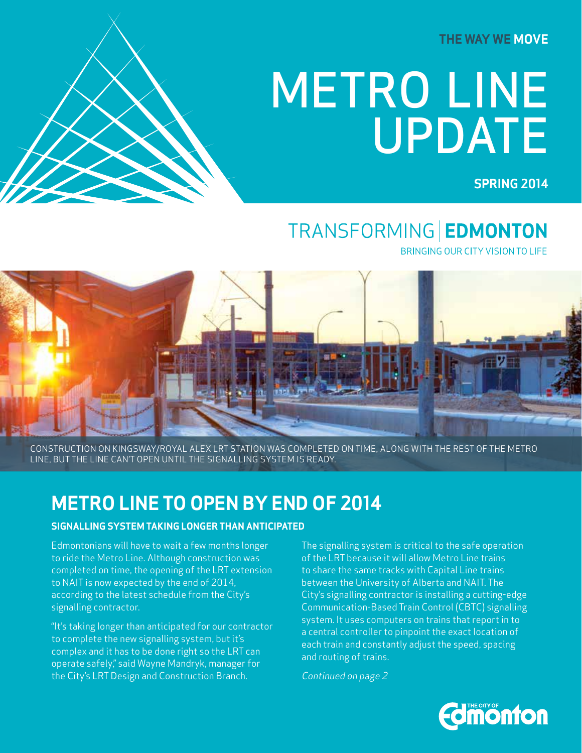THE WAY WE MOVE

# METRO LINE UPDATE

**SPRING 2014**

TRANSFORMING | **EDMONTON**
BRINGING OUR CITY VISION TO LIFE

CONSTRUCTION ON KINGSWAY/ROYAL ALEX LRT STATION WAS COMPLETED ON TIME, ALONG WITH THE REST OF THE METRO LINE, BUT THE LINE CAN'T OPEN UNTIL THE SIGNALLING SYSTEM IS READY.

## METRO LINE TO OPEN BY END OF 2014

### SIGNALLING SYSTEM TAKING LONGER THAN ANTICIPATED

Edmontonians will have to wait a few months longer to ride the Metro Line. Although construction was completed on time, the opening of the LRT extension to NAIT is now expected by the end of 2014, according to the latest schedule from the City's signalling contractor.

"It's taking longer than anticipated for our contractor to complete the new signalling system, but it's complex and it has to be done right so the LRT can operate safely," said Wayne Mandryk, manager for the City's LRT Design and Construction Branch.

The signalling system is critical to the safe operation of the LRT because it will allow Metro Line trains to share the same tracks with Capital Line trains between the University of Alberta and NAIT. The City's signalling contractor is installing a cutting-edge Communication-Based Train Control (CBTC) signalling system. It uses computers on trains that report in to a central controller to pinpoint the exact location of each train and constantly adjust the speed, spacing and routing of trains.

*Continued on page 2*

THE CITY OF Edmonton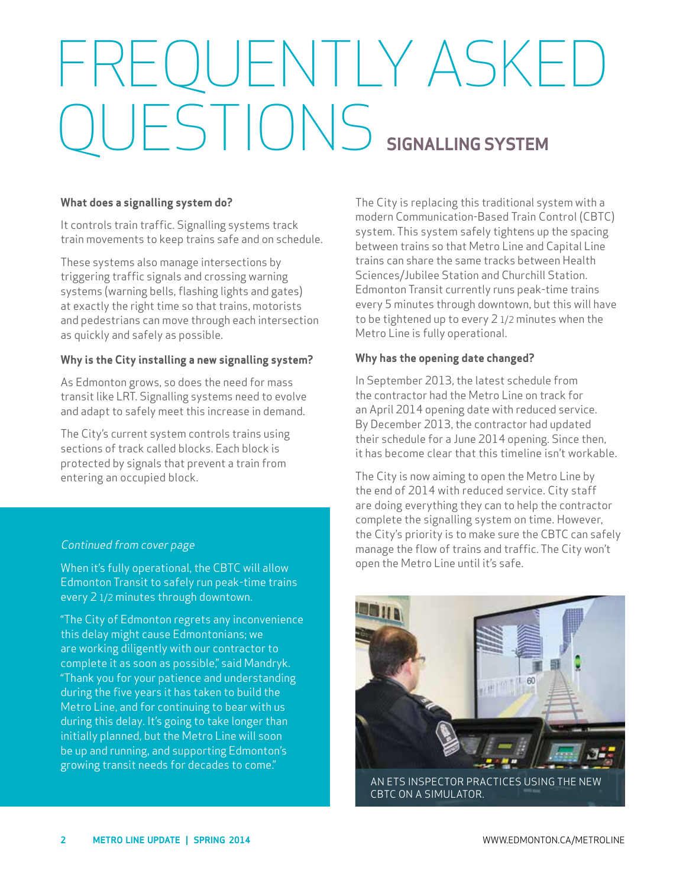# FREQUENTLY ASKED QUESTIONS SIGNALLING SYSTEM

**What does a signalling system do?**

It controls train traffic. Signalling systems track train movements to keep trains safe and on schedule.

These systems also manage intersections by triggering traffic signals and crossing warning systems (warning bells, flashing lights and gates) at exactly the right time so that trains, motorists and pedestrians can move through each intersection as quickly and safely as possible.

**Why is the City installing a new signalling system?**

As Edmonton grows, so does the need for mass transit like LRT. Signalling systems need to evolve and adapt to safely meet this increase in demand.

The City's current system controls trains using sections of track called blocks. Each block is protected by signals that prevent a train from entering an occupied block.

The City is replacing this traditional system with a modern Communication-Based Train Control (CBTC) system. This system safely tightens up the spacing between trains so that Metro Line and Capital Line trains can share the same tracks between Health Sciences/Jubilee Station and Churchill Station. Edmonton Transit currently runs peak-time trains every 5 minutes through downtown, but this will have to be tightened up to every 2 1/2 minutes when the Metro Line is fully operational.

**Why has the opening date changed?**

In September 2013, the latest schedule from the contractor had the Metro Line on track for an April 2014 opening date with reduced service. By December 2013, the contractor had updated their schedule for a June 2014 opening. Since then, it has become clear that this timeline isn't workable.

The City is now aiming to open the Metro Line by the end of 2014 with reduced service. City staff are doing everything they can to help the contractor complete the signalling system on time. However, the City's priority is to make sure the CBTC can safely manage the flow of trains and traffic. The City won't open the Metro Line until it's safe.

*Continued from cover page*

When it's fully operational, the CBTC will allow Edmonton Transit to safely run peak-time trains every 2 1/2 minutes through downtown.

"The City of Edmonton regrets any inconvenience this delay might cause Edmontonians; we are working diligently with our contractor to complete it as soon as possible," said Mandryk. "Thank you for your patience and understanding during the five years it has taken to build the Metro Line, and for continuing to bear with us during this delay. It's going to take longer than initially planned, but the Metro Line will soon be up and running, and supporting Edmonton's growing transit needs for decades to come."

AN ETS INSPECTOR PRACTICES USING THE NEW CBTC ON A SIMULATOR.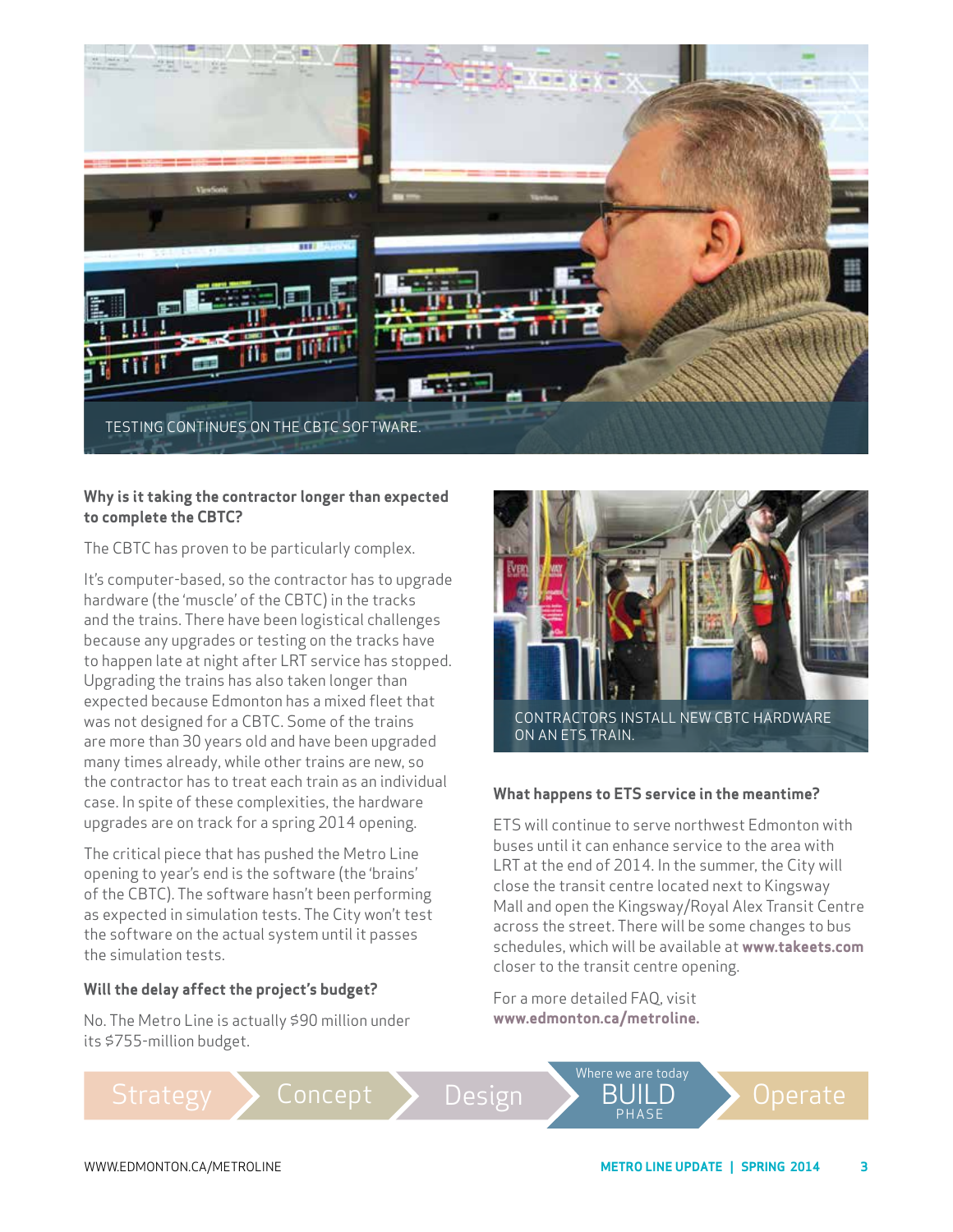TESTING CONTINUES ON THE CBTC SOFTWARE.

**Why is it taking the contractor longer than expected to complete the CBTC?**

The CBTC has proven to be particularly complex.

It's computer-based, so the contractor has to upgrade hardware (the 'muscle' of the CBTC) in the tracks and the trains. There have been logistical challenges because any upgrades or testing on the tracks have to happen late at night after LRT service has stopped. Upgrading the trains has also taken longer than expected because Edmonton has a mixed fleet that was not designed for a CBTC. Some of the trains are more than 30 years old and have been upgraded many times already, while other trains are new, so the contractor has to treat each train as an individual case. In spite of these complexities, the hardware upgrades are on track for a spring 2014 opening.

The critical piece that has pushed the Metro Line opening to year's end is the software (the 'brains' of the CBTC). The software hasn't been performing as expected in simulation tests. The City won't test the software on the actual system until it passes the simulation tests.

**Will the delay affect the project's budget?**

No. The Metro Line is actually $90 million under its $755-million budget.

CONTRACTORS INSTALL NEW CBTC HARDWARE ON AN ETS TRAIN.

**What happens to ETS service in the meantime?**

ETS will continue to serve northwest Edmonton with buses until it can enhance service to the area with LRT at the end of 2014. In the summer, the City will close the transit centre located next to Kingsway Mall and open the Kingsway/Royal Alex Transit Centre across the street. There will be some changes to bus schedules, which will be available at **www.takeets.com** closer to the transit centre opening.

For a more detailed FAQ, visit **www.edmonton.ca/metroline.**

Strategy → Concept → Design → Where we are today BUILD PHASE → Operate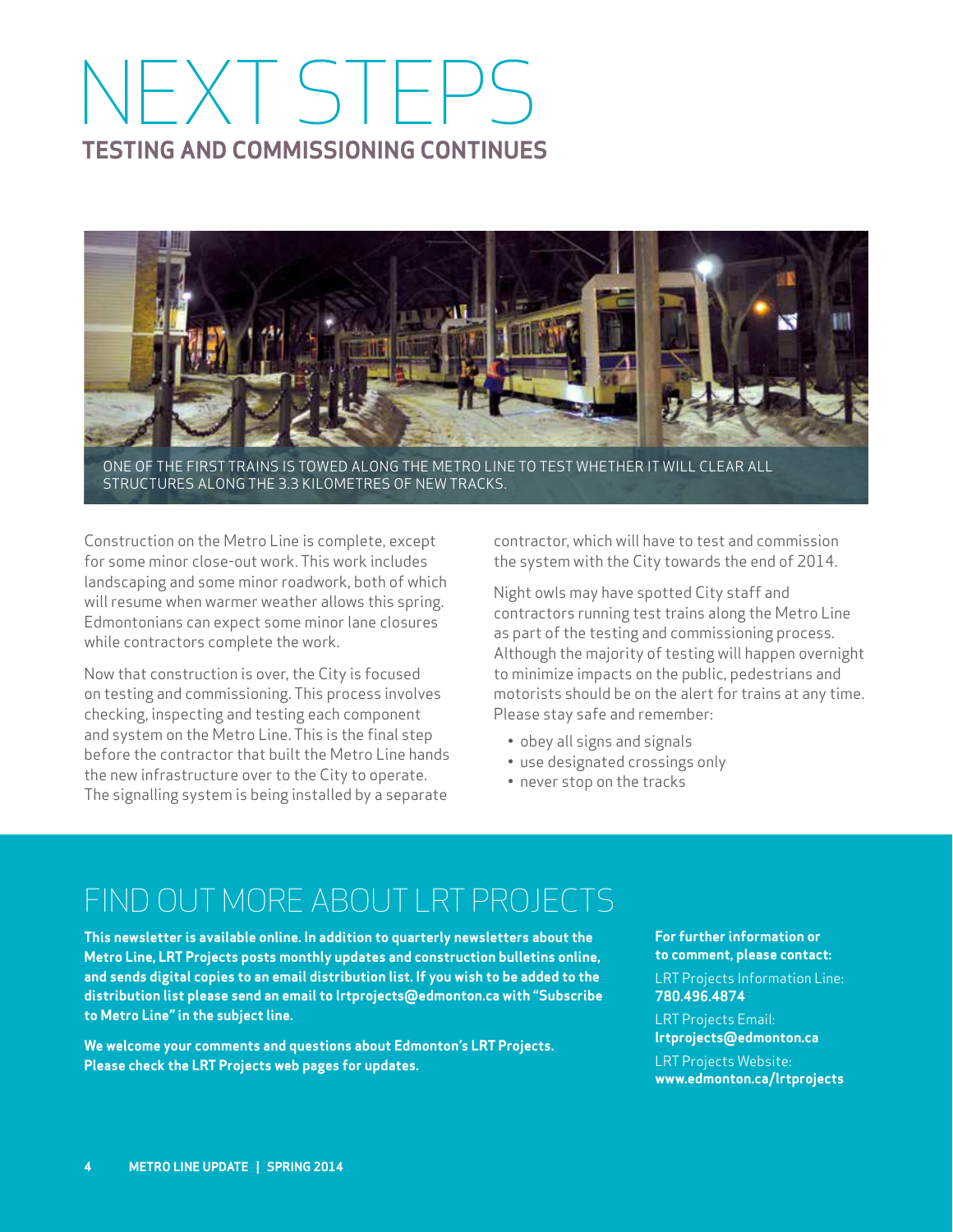# NEXT STEPS

## TESTING AND COMMISSIONING CONTINUES

ONE OF THE FIRST TRAINS IS TOWED ALONG THE METRO LINE TO TEST WHETHER IT WILL CLEAR ALL STRUCTURES ALONG THE 3.3 KILOMETRES OF NEW TRACKS.

Construction on the Metro Line is complete, except for some minor close-out work. This work includes landscaping and some minor roadwork, both of which will resume when warmer weather allows this spring. Edmontonians can expect some minor lane closures while contractors complete the work.

Now that construction is over, the City is focused on testing and commissioning. This process involves checking, inspecting and testing each component and system on the Metro Line. This is the final step before the contractor that built the Metro Line hands the new infrastructure over to the City to operate. The signalling system is being installed by a separate contractor, which will have to test and commission the system with the City towards the end of 2014.

Night owls may have spotted City staff and contractors running test trains along the Metro Line as part of the testing and commissioning process. Although the majority of testing will happen overnight to minimize impacts on the public, pedestrians and motorists should be on the alert for trains at any time. Please stay safe and remember:

- obey all signs and signals
- use designated crossings only
- never stop on the tracks

## FIND OUT MORE ABOUT LRT PROJECTS

**This newsletter is available online. In addition to quarterly newsletters about the Metro Line, LRT Projects posts monthly updates and construction bulletins online, and sends digital copies to an email distribution list. If you wish to be added to the distribution list please send an email to lrtprojects@edmonton.ca with "Subscribe to Metro Line" in the subject line.**

**We welcome your comments and questions about Edmonton's LRT Projects. Please check the LRT Projects web pages for updates.**

**For further information or to comment, please contact:**

LRT Projects Information Line:
**780.496.4874**

LRT Projects Email:
**lrtprojects@edmonton.ca**

LRT Projects Website:
**www.edmonton.ca/lrtprojects**